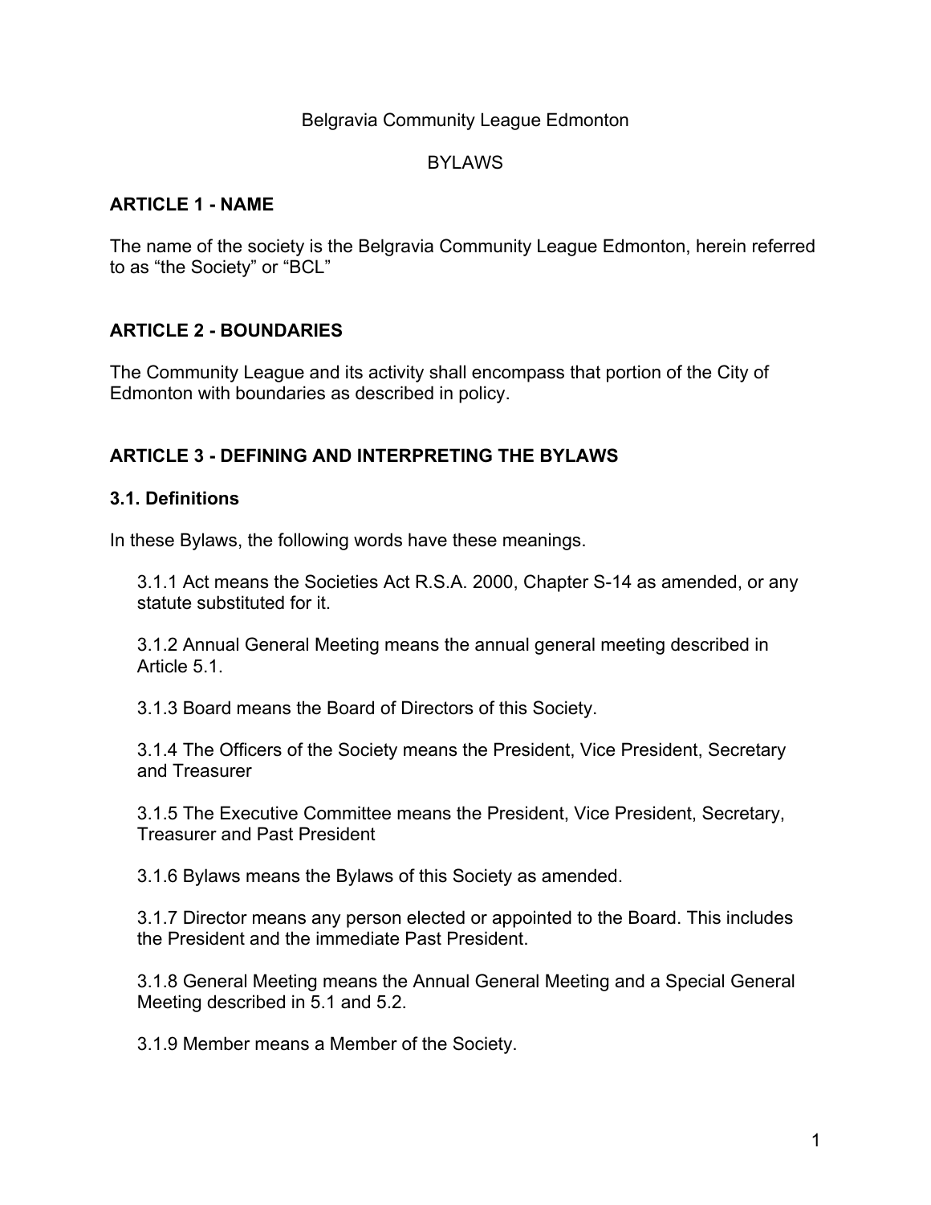Belgravia Community League Edmonton

BYLAWS

## ARTICLE 1 - NAME

The name of the society is the Belgravia Community League Edmonton, herein referred to as “the Society” or “BCL”

## ARTICLE 2 - BOUNDARIES

The Community League and its activity shall encompass that portion of the City of Edmonton with boundaries as described in policy.

## ARTICLE 3 - DEFINING AND INTERPRETING THE BYLAWS

### 3.1. Definitions

In these Bylaws, the following words have these meanings.

3.1.1 Act means the Societies Act R.S.A. 2000, Chapter S-14 as amended, or any statute substituted for it.

3.1.2 Annual General Meeting means the annual general meeting described in Article 5.1.

3.1.3 Board means the Board of Directors of this Society.

3.1.4 The Officers of the Society means the President, Vice President, Secretary and Treasurer

3.1.5 The Executive Committee means the President, Vice President, Secretary, Treasurer and Past President

3.1.6 Bylaws means the Bylaws of this Society as amended.

3.1.7 Director means any person elected or appointed to the Board. This includes the President and the immediate Past President.

3.1.8 General Meeting means the Annual General Meeting and a Special General Meeting described in 5.1 and 5.2.

3.1.9 Member means a Member of the Society.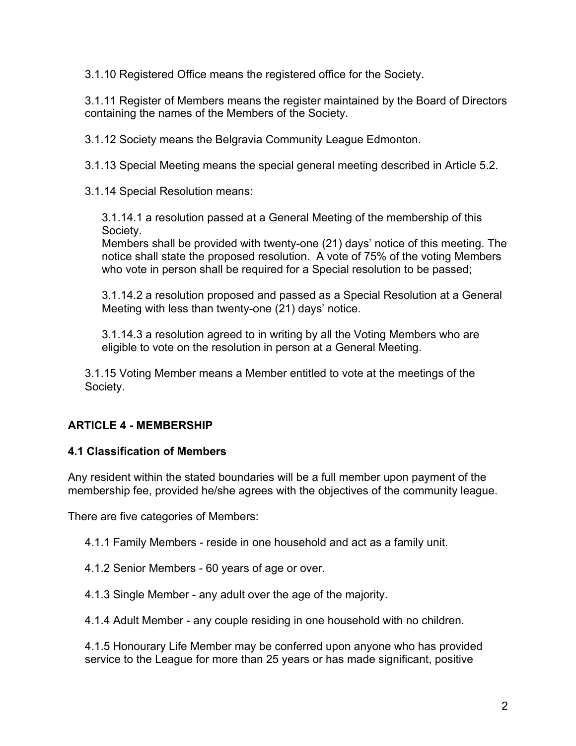3.1.10 Registered Office means the registered office for the Society.

3.1.11 Register of Members means the register maintained by the Board of Directors containing the names of the Members of the Society.

3.1.12 Society means the Belgravia Community League Edmonton.

3.1.13 Special Meeting means the special general meeting described in Article 5.2.

3.1.14 Special Resolution means:

3.1.14.1 a resolution passed at a General Meeting of the membership of this Society.
Members shall be provided with twenty-one (21) days' notice of this meeting. The notice shall state the proposed resolution. A vote of 75% of the voting Members who vote in person shall be required for a Special resolution to be passed;

3.1.14.2 a resolution proposed and passed as a Special Resolution at a General Meeting with less than twenty-one (21) days' notice.

3.1.14.3 a resolution agreed to in writing by all the Voting Members who are eligible to vote on the resolution in person at a General Meeting.

3.1.15 Voting Member means a Member entitled to vote at the meetings of the Society.

## ARTICLE 4 - MEMBERSHIP

### 4.1 Classification of Members

Any resident within the stated boundaries will be a full member upon payment of the membership fee, provided he/she agrees with the objectives of the community league.

There are five categories of Members:

4.1.1 Family Members - reside in one household and act as a family unit.

4.1.2 Senior Members - 60 years of age or over.

4.1.3 Single Member - any adult over the age of the majority.

4.1.4 Adult Member - any couple residing in one household with no children.

4.1.5 Honourary Life Member may be conferred upon anyone who has provided service to the League for more than 25 years or has made significant, positive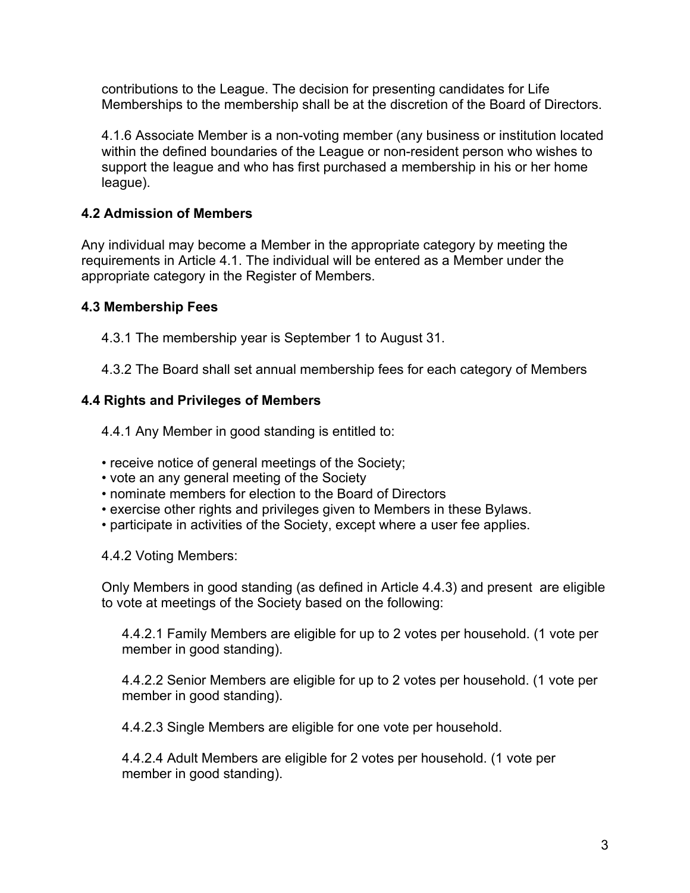contributions to the League. The decision for presenting candidates for Life Memberships to the membership shall be at the discretion of the Board of Directors.

4.1.6 Associate Member is a non-voting member (any business or institution located within the defined boundaries of the League or non-resident person who wishes to support the league and who has first purchased a membership in his or her home league).

### 4.2 Admission of Members

Any individual may become a Member in the appropriate category by meeting the requirements in Article 4.1. The individual will be entered as a Member under the appropriate category in the Register of Members.

### 4.3 Membership Fees

4.3.1 The membership year is September 1 to August 31.

4.3.2 The Board shall set annual membership fees for each category of Members

### 4.4 Rights and Privileges of Members

4.4.1 Any Member in good standing is entitled to:

- receive notice of general meetings of the Society;
- vote an any general meeting of the Society
- nominate members for election to the Board of Directors
- exercise other rights and privileges given to Members in these Bylaws.
- participate in activities of the Society, except where a user fee applies.

4.4.2 Voting Members:

Only Members in good standing (as defined in Article 4.4.3) and present are eligible to vote at meetings of the Society based on the following:

4.4.2.1 Family Members are eligible for up to 2 votes per household. (1 vote per member in good standing).

4.4.2.2 Senior Members are eligible for up to 2 votes per household. (1 vote per member in good standing).

4.4.2.3 Single Members are eligible for one vote per household.

4.4.2.4 Adult Members are eligible for 2 votes per household. (1 vote per member in good standing).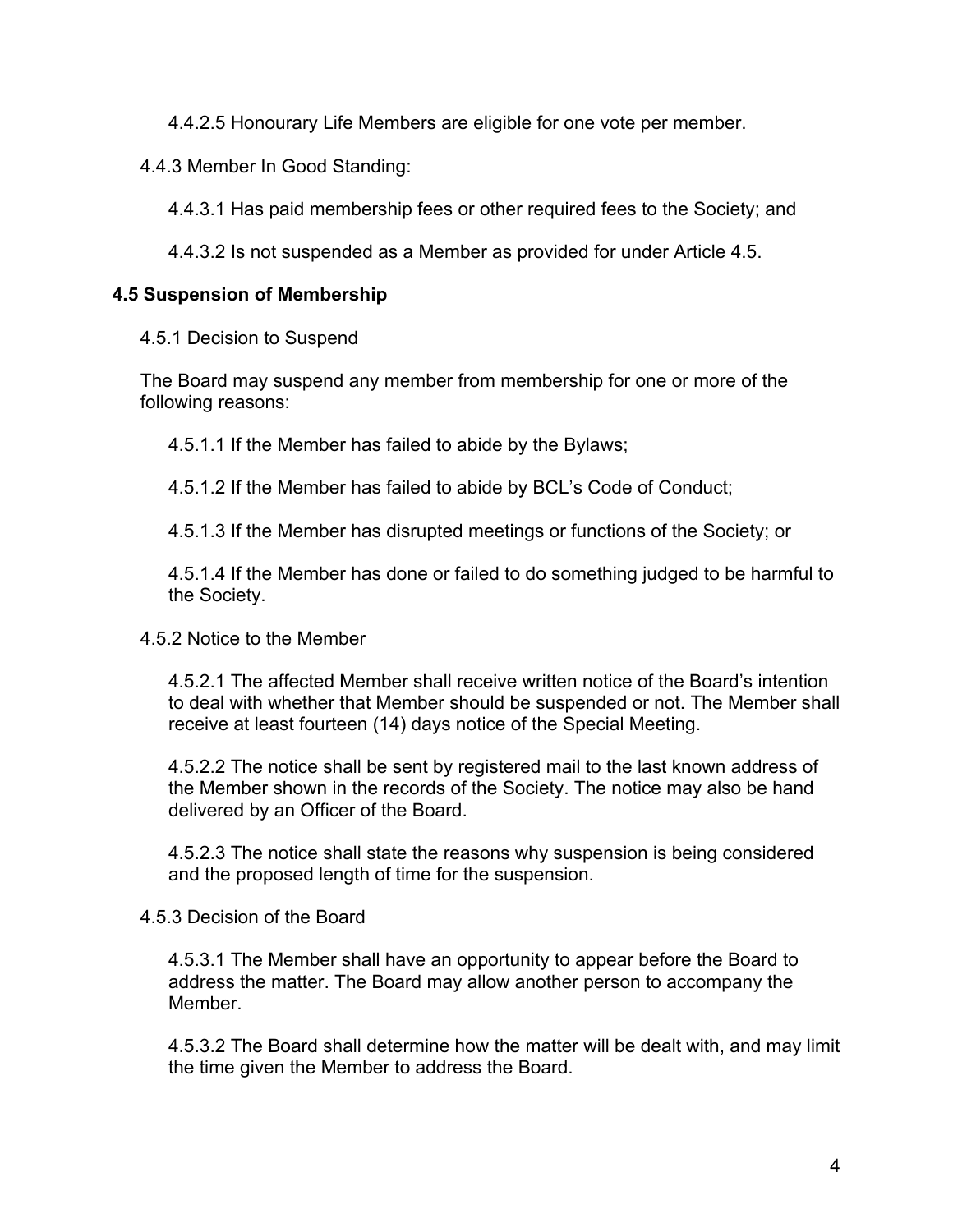4.4.2.5 Honourary Life Members are eligible for one vote per member.

4.4.3 Member In Good Standing:

4.4.3.1 Has paid membership fees or other required fees to the Society; and

4.4.3.2 Is not suspended as a Member as provided for under Article 4.5.

**4.5 Suspension of Membership**

4.5.1 Decision to Suspend

The Board may suspend any member from membership for one or more of the following reasons:

4.5.1.1 If the Member has failed to abide by the Bylaws;

4.5.1.2 If the Member has failed to abide by BCL's Code of Conduct;

4.5.1.3 If the Member has disrupted meetings or functions of the Society; or

4.5.1.4 If the Member has done or failed to do something judged to be harmful to the Society.

4.5.2 Notice to the Member

4.5.2.1 The affected Member shall receive written notice of the Board's intention to deal with whether that Member should be suspended or not. The Member shall receive at least fourteen (14) days notice of the Special Meeting.

4.5.2.2 The notice shall be sent by registered mail to the last known address of the Member shown in the records of the Society. The notice may also be hand delivered by an Officer of the Board.

4.5.2.3 The notice shall state the reasons why suspension is being considered and the proposed length of time for the suspension.

4.5.3 Decision of the Board

4.5.3.1 The Member shall have an opportunity to appear before the Board to address the matter. The Board may allow another person to accompany the Member.

4.5.3.2 The Board shall determine how the matter will be dealt with, and may limit the time given the Member to address the Board.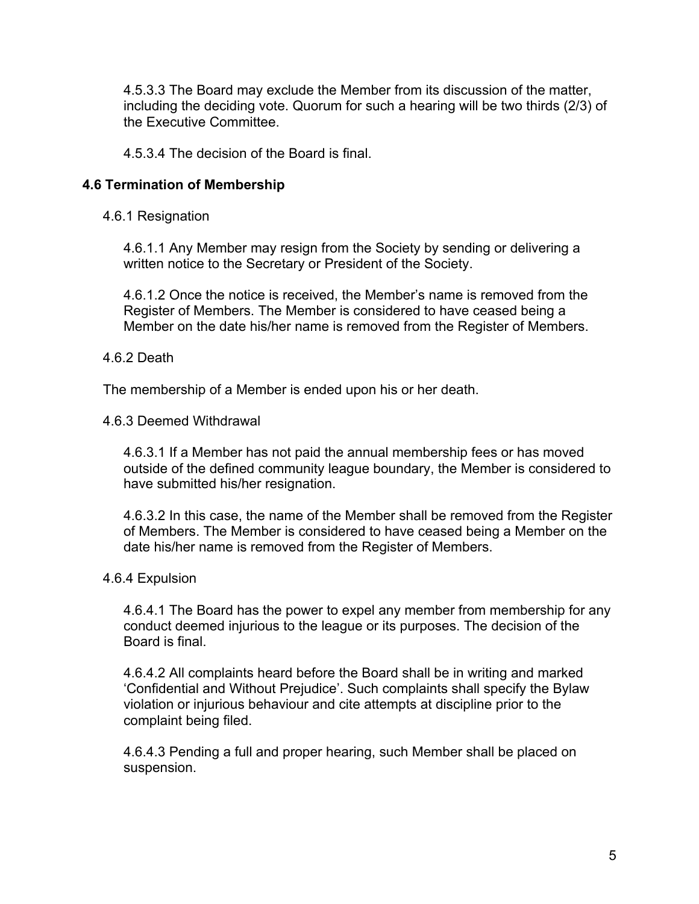4.5.3.3 The Board may exclude the Member from its discussion of the matter, including the deciding vote. Quorum for such a hearing will be two thirds (2/3) of the Executive Committee.

4.5.3.4 The decision of the Board is final.

### 4.6 Termination of Membership

4.6.1 Resignation

4.6.1.1 Any Member may resign from the Society by sending or delivering a written notice to the Secretary or President of the Society.

4.6.1.2 Once the notice is received, the Member's name is removed from the Register of Members. The Member is considered to have ceased being a Member on the date his/her name is removed from the Register of Members.

4.6.2 Death

The membership of a Member is ended upon his or her death.

4.6.3 Deemed Withdrawal

4.6.3.1 If a Member has not paid the annual membership fees or has moved outside of the defined community league boundary, the Member is considered to have submitted his/her resignation.

4.6.3.2 In this case, the name of the Member shall be removed from the Register of Members. The Member is considered to have ceased being a Member on the date his/her name is removed from the Register of Members.

4.6.4 Expulsion

4.6.4.1 The Board has the power to expel any member from membership for any conduct deemed injurious to the league or its purposes. The decision of the Board is final.

4.6.4.2 All complaints heard before the Board shall be in writing and marked 'Confidential and Without Prejudice'. Such complaints shall specify the Bylaw violation or injurious behaviour and cite attempts at discipline prior to the complaint being filed.

4.6.4.3 Pending a full and proper hearing, such Member shall be placed on suspension.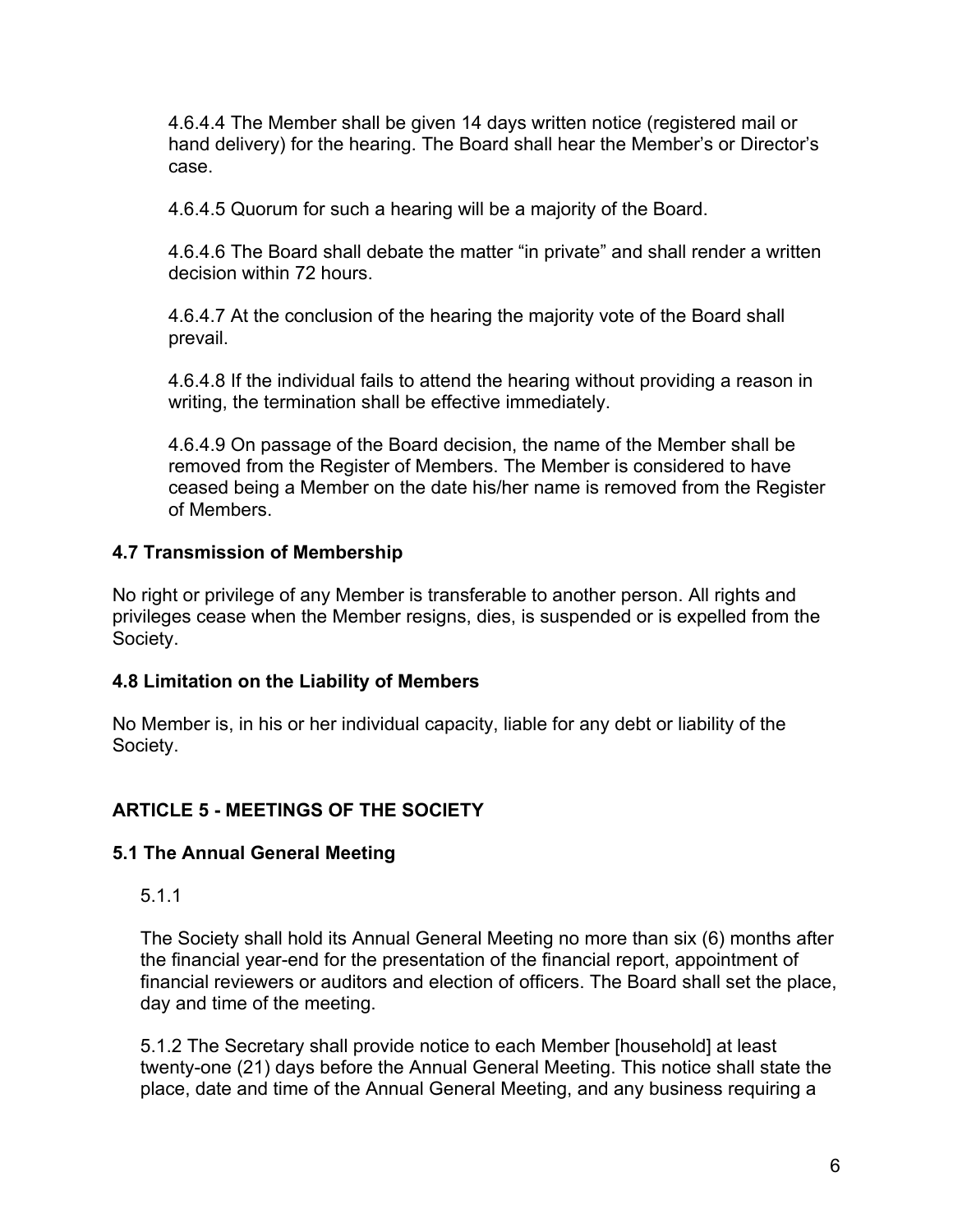4.6.4.4 The Member shall be given 14 days written notice (registered mail or hand delivery) for the hearing. The Board shall hear the Member's or Director's case.

4.6.4.5 Quorum for such a hearing will be a majority of the Board.

4.6.4.6 The Board shall debate the matter "in private" and shall render a written decision within 72 hours.

4.6.4.7 At the conclusion of the hearing the majority vote of the Board shall prevail.

4.6.4.8 If the individual fails to attend the hearing without providing a reason in writing, the termination shall be effective immediately.

4.6.4.9 On passage of the Board decision, the name of the Member shall be removed from the Register of Members. The Member is considered to have ceased being a Member on the date his/her name is removed from the Register of Members.

### 4.7 Transmission of Membership

No right or privilege of any Member is transferable to another person. All rights and privileges cease when the Member resigns, dies, is suspended or is expelled from the Society.

### 4.8 Limitation on the Liability of Members

No Member is, in his or her individual capacity, liable for any debt or liability of the Society.

## ARTICLE 5 - MEETINGS OF THE SOCIETY

### 5.1 The Annual General Meeting

5.1.1

The Society shall hold its Annual General Meeting no more than six (6) months after the financial year-end for the presentation of the financial report, appointment of financial reviewers or auditors and election of officers. The Board shall set the place, day and time of the meeting.

5.1.2 The Secretary shall provide notice to each Member [household] at least twenty-one (21) days before the Annual General Meeting. This notice shall state the place, date and time of the Annual General Meeting, and any business requiring a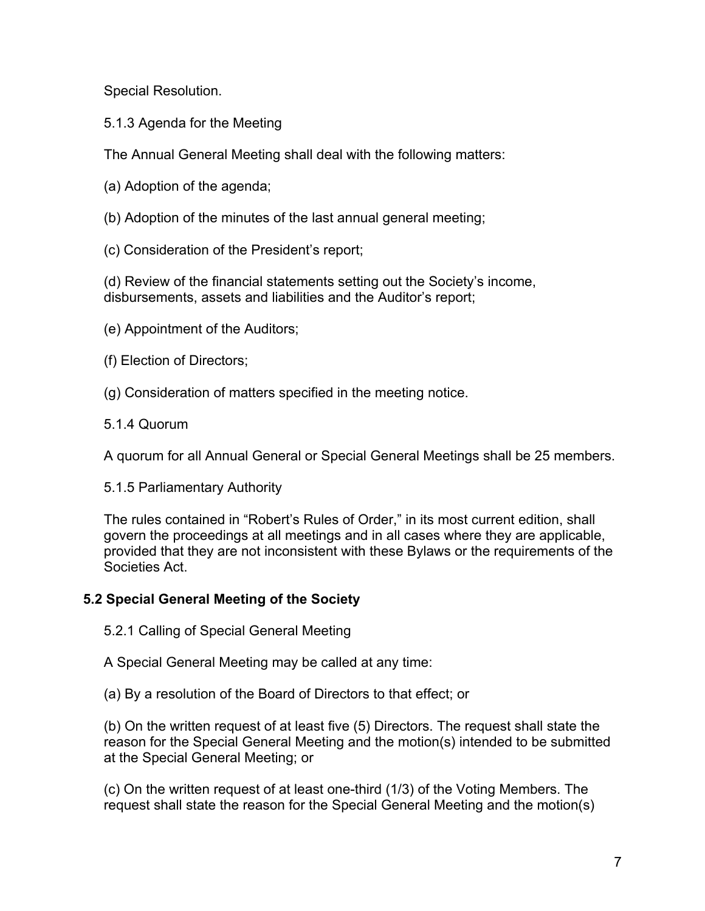Special Resolution.

5.1.3 Agenda for the Meeting

The Annual General Meeting shall deal with the following matters:

(a) Adoption of the agenda;

(b) Adoption of the minutes of the last annual general meeting;

(c) Consideration of the President's report;

(d) Review of the financial statements setting out the Society's income, disbursements, assets and liabilities and the Auditor's report;

(e) Appointment of the Auditors;

(f) Election of Directors;

(g) Consideration of matters specified in the meeting notice.

5.1.4 Quorum

A quorum for all Annual General or Special General Meetings shall be 25 members.

5.1.5 Parliamentary Authority

The rules contained in "Robert's Rules of Order," in its most current edition, shall govern the proceedings at all meetings and in all cases where they are applicable, provided that they are not inconsistent with these Bylaws or the requirements of the Societies Act.

### 5.2 Special General Meeting of the Society

5.2.1 Calling of Special General Meeting

A Special General Meeting may be called at any time:

(a) By a resolution of the Board of Directors to that effect; or

(b) On the written request of at least five (5) Directors. The request shall state the reason for the Special General Meeting and the motion(s) intended to be submitted at the Special General Meeting; or

(c) On the written request of at least one-third (1/3) of the Voting Members. The request shall state the reason for the Special General Meeting and the motion(s)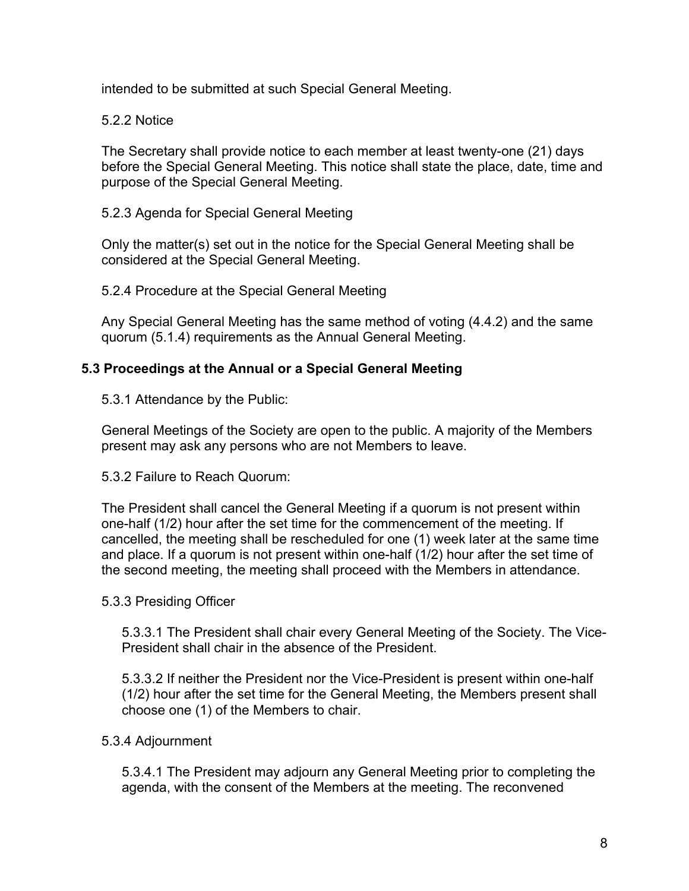intended to be submitted at such Special General Meeting.

5.2.2 Notice

The Secretary shall provide notice to each member at least twenty-one (21) days before the Special General Meeting. This notice shall state the place, date, time and purpose of the Special General Meeting.

5.2.3 Agenda for Special General Meeting

Only the matter(s) set out in the notice for the Special General Meeting shall be considered at the Special General Meeting.

5.2.4 Procedure at the Special General Meeting

Any Special General Meeting has the same method of voting (4.4.2) and the same quorum (5.1.4) requirements as the Annual General Meeting.

### 5.3 Proceedings at the Annual or a Special General Meeting

5.3.1 Attendance by the Public:

General Meetings of the Society are open to the public. A majority of the Members present may ask any persons who are not Members to leave.

5.3.2 Failure to Reach Quorum:

The President shall cancel the General Meeting if a quorum is not present within one-half (1/2) hour after the set time for the commencement of the meeting. If cancelled, the meeting shall be rescheduled for one (1) week later at the same time and place. If a quorum is not present within one-half (1/2) hour after the set time of the second meeting, the meeting shall proceed with the Members in attendance.

5.3.3 Presiding Officer

5.3.3.1 The President shall chair every General Meeting of the Society. The Vice-President shall chair in the absence of the President.

5.3.3.2 If neither the President nor the Vice-President is present within one-half (1/2) hour after the set time for the General Meeting, the Members present shall choose one (1) of the Members to chair.

5.3.4 Adjournment

5.3.4.1 The President may adjourn any General Meeting prior to completing the agenda, with the consent of the Members at the meeting. The reconvened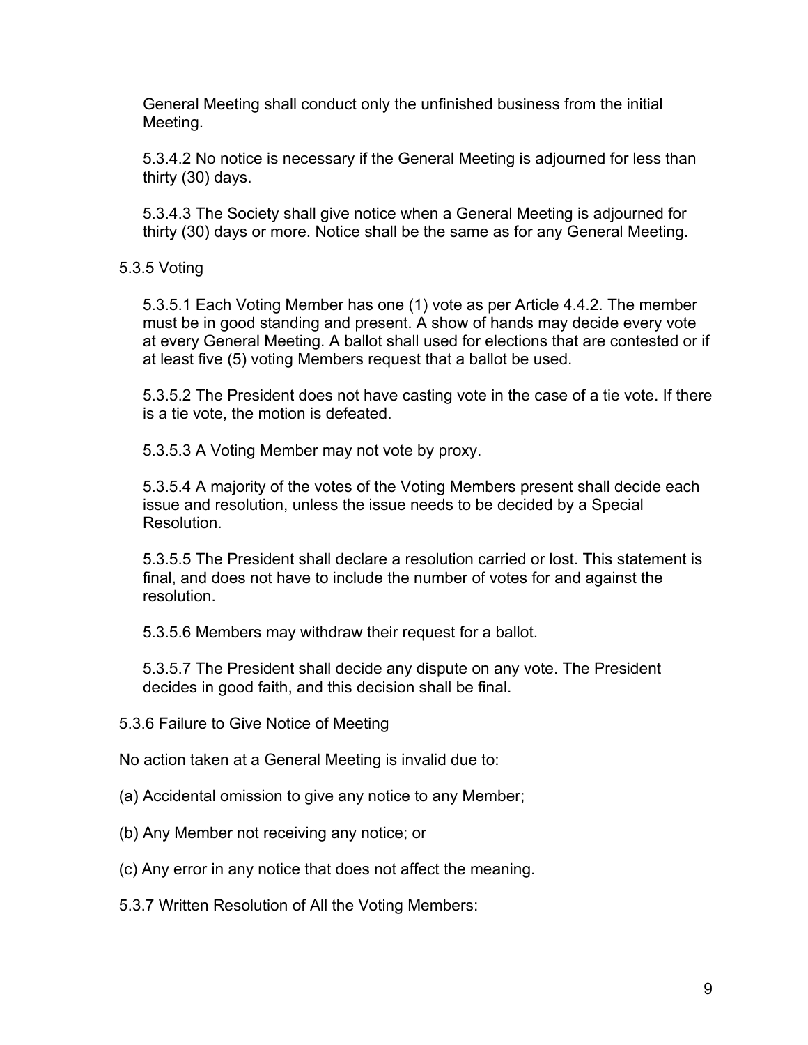General Meeting shall conduct only the unfinished business from the initial Meeting.

5.3.4.2 No notice is necessary if the General Meeting is adjourned for less than thirty (30) days.

5.3.4.3 The Society shall give notice when a General Meeting is adjourned for thirty (30) days or more. Notice shall be the same as for any General Meeting.

5.3.5 Voting

5.3.5.1 Each Voting Member has one (1) vote as per Article 4.4.2. The member must be in good standing and present. A show of hands may decide every vote at every General Meeting. A ballot shall used for elections that are contested or if at least five (5) voting Members request that a ballot be used.

5.3.5.2 The President does not have casting vote in the case of a tie vote. If there is a tie vote, the motion is defeated.

5.3.5.3 A Voting Member may not vote by proxy.

5.3.5.4 A majority of the votes of the Voting Members present shall decide each issue and resolution, unless the issue needs to be decided by a Special Resolution.

5.3.5.5 The President shall declare a resolution carried or lost. This statement is final, and does not have to include the number of votes for and against the resolution.

5.3.5.6 Members may withdraw their request for a ballot.

5.3.5.7 The President shall decide any dispute on any vote. The President decides in good faith, and this decision shall be final.

5.3.6 Failure to Give Notice of Meeting

No action taken at a General Meeting is invalid due to:

(a) Accidental omission to give any notice to any Member;

(b) Any Member not receiving any notice; or

(c) Any error in any notice that does not affect the meaning.

5.3.7 Written Resolution of All the Voting Members: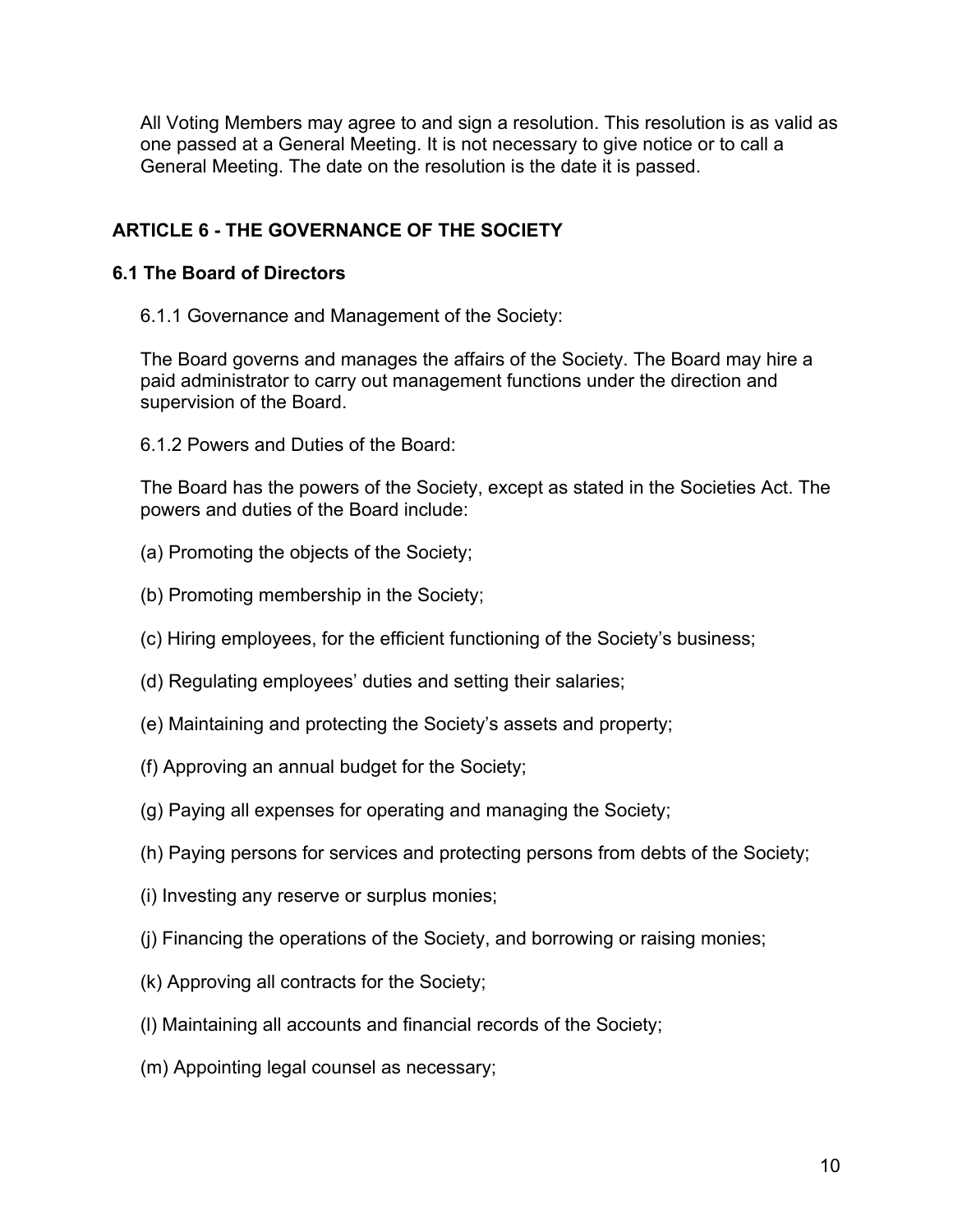All Voting Members may agree to and sign a resolution. This resolution is as valid as one passed at a General Meeting. It is not necessary to give notice or to call a General Meeting. The date on the resolution is the date it is passed.

## ARTICLE 6 - THE GOVERNANCE OF THE SOCIETY

### 6.1 The Board of Directors

6.1.1 Governance and Management of the Society:

The Board governs and manages the affairs of the Society. The Board may hire a paid administrator to carry out management functions under the direction and supervision of the Board.

6.1.2 Powers and Duties of the Board:

The Board has the powers of the Society, except as stated in the Societies Act. The powers and duties of the Board include:

(a) Promoting the objects of the Society;

(b) Promoting membership in the Society;

(c) Hiring employees, for the efficient functioning of the Society's business;

(d) Regulating employees' duties and setting their salaries;

(e) Maintaining and protecting the Society's assets and property;

(f) Approving an annual budget for the Society;

(g) Paying all expenses for operating and managing the Society;

(h) Paying persons for services and protecting persons from debts of the Society;

(i) Investing any reserve or surplus monies;

(j) Financing the operations of the Society, and borrowing or raising monies;

(k) Approving all contracts for the Society;

(l) Maintaining all accounts and financial records of the Society;

(m) Appointing legal counsel as necessary;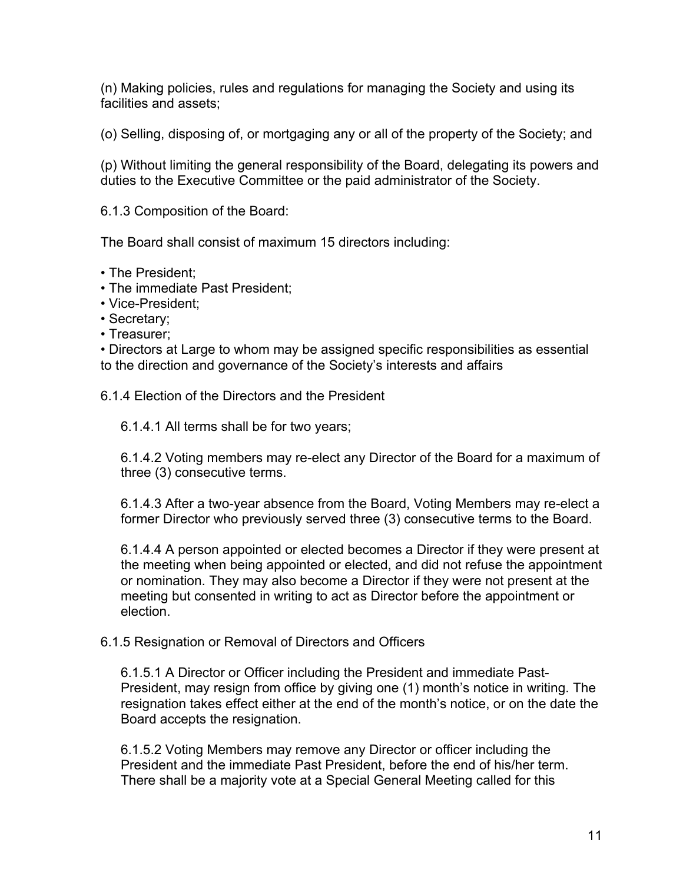(n) Making policies, rules and regulations for managing the Society and using its facilities and assets;

(o) Selling, disposing of, or mortgaging any or all of the property of the Society; and

(p) Without limiting the general responsibility of the Board, delegating its powers and duties to the Executive Committee or the paid administrator of the Society.

6.1.3 Composition of the Board:

The Board shall consist of maximum 15 directors including:

- The President;
- The immediate Past President;
- Vice-President;
- Secretary;
- Treasurer;
- Directors at Large to whom may be assigned specific responsibilities as essential to the direction and governance of the Society's interests and affairs

6.1.4 Election of the Directors and the President

6.1.4.1 All terms shall be for two years;

6.1.4.2 Voting members may re-elect any Director of the Board for a maximum of three (3) consecutive terms.

6.1.4.3 After a two-year absence from the Board, Voting Members may re-elect a former Director who previously served three (3) consecutive terms to the Board.

6.1.4.4 A person appointed or elected becomes a Director if they were present at the meeting when being appointed or elected, and did not refuse the appointment or nomination. They may also become a Director if they were not present at the meeting but consented in writing to act as Director before the appointment or election.

6.1.5 Resignation or Removal of Directors and Officers

6.1.5.1 A Director or Officer including the President and immediate Past-President, may resign from office by giving one (1) month's notice in writing. The resignation takes effect either at the end of the month's notice, or on the date the Board accepts the resignation.

6.1.5.2 Voting Members may remove any Director or officer including the President and the immediate Past President, before the end of his/her term. There shall be a majority vote at a Special General Meeting called for this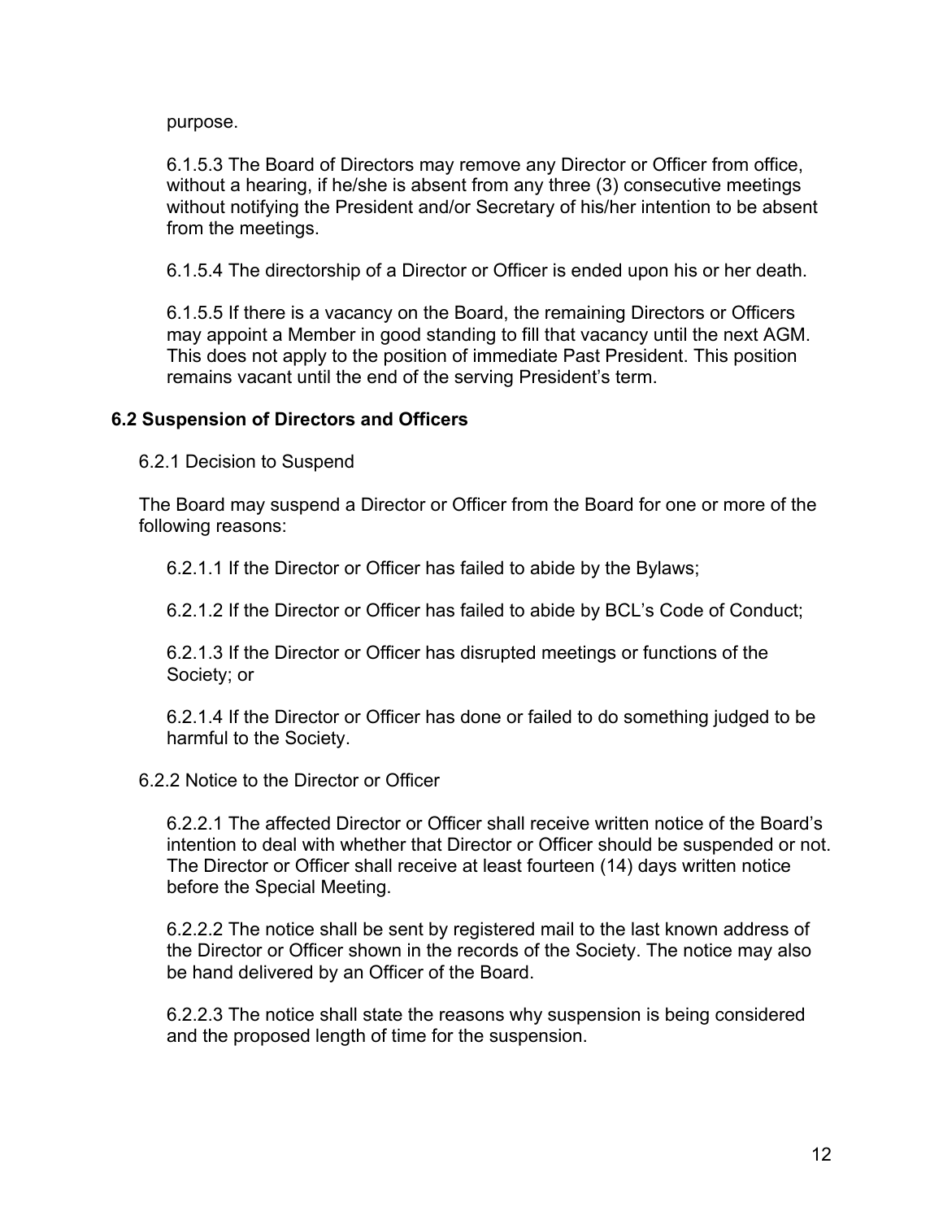purpose.

6.1.5.3 The Board of Directors may remove any Director or Officer from office, without a hearing, if he/she is absent from any three (3) consecutive meetings without notifying the President and/or Secretary of his/her intention to be absent from the meetings.

6.1.5.4 The directorship of a Director or Officer is ended upon his or her death.

6.1.5.5 If there is a vacancy on the Board, the remaining Directors or Officers may appoint a Member in good standing to fill that vacancy until the next AGM. This does not apply to the position of immediate Past President. This position remains vacant until the end of the serving President's term.

**6.2 Suspension of Directors and Officers**

6.2.1 Decision to Suspend

The Board may suspend a Director or Officer from the Board for one or more of the following reasons:

6.2.1.1 If the Director or Officer has failed to abide by the Bylaws;

6.2.1.2 If the Director or Officer has failed to abide by BCL's Code of Conduct;

6.2.1.3 If the Director or Officer has disrupted meetings or functions of the Society; or

6.2.1.4 If the Director or Officer has done or failed to do something judged to be harmful to the Society.

6.2.2 Notice to the Director or Officer

6.2.2.1 The affected Director or Officer shall receive written notice of the Board's intention to deal with whether that Director or Officer should be suspended or not. The Director or Officer shall receive at least fourteen (14) days written notice before the Special Meeting.

6.2.2.2 The notice shall be sent by registered mail to the last known address of the Director or Officer shown in the records of the Society. The notice may also be hand delivered by an Officer of the Board.

6.2.2.3 The notice shall state the reasons why suspension is being considered and the proposed length of time for the suspension.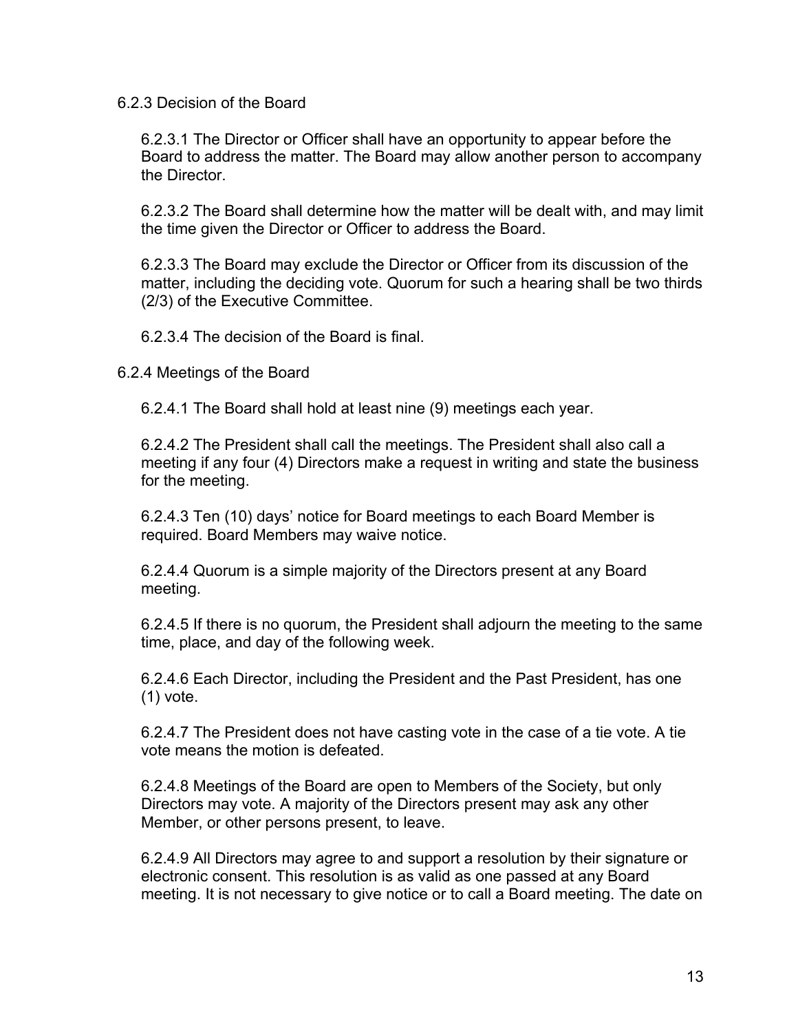### 6.2.3 Decision of the Board

6.2.3.1 The Director or Officer shall have an opportunity to appear before the Board to address the matter. The Board may allow another person to accompany the Director.

6.2.3.2 The Board shall determine how the matter will be dealt with, and may limit the time given the Director or Officer to address the Board.

6.2.3.3 The Board may exclude the Director or Officer from its discussion of the matter, including the deciding vote. Quorum for such a hearing shall be two thirds (2/3) of the Executive Committee.

6.2.3.4 The decision of the Board is final.

### 6.2.4 Meetings of the Board

6.2.4.1 The Board shall hold at least nine (9) meetings each year.

6.2.4.2 The President shall call the meetings. The President shall also call a meeting if any four (4) Directors make a request in writing and state the business for the meeting.

6.2.4.3 Ten (10) days' notice for Board meetings to each Board Member is required. Board Members may waive notice.

6.2.4.4 Quorum is a simple majority of the Directors present at any Board meeting.

6.2.4.5 If there is no quorum, the President shall adjourn the meeting to the same time, place, and day of the following week.

6.2.4.6 Each Director, including the President and the Past President, has one (1) vote.

6.2.4.7 The President does not have casting vote in the case of a tie vote. A tie vote means the motion is defeated.

6.2.4.8 Meetings of the Board are open to Members of the Society, but only Directors may vote. A majority of the Directors present may ask any other Member, or other persons present, to leave.

6.2.4.9 All Directors may agree to and support a resolution by their signature or electronic consent. This resolution is as valid as one passed at any Board meeting. It is not necessary to give notice or to call a Board meeting. The date on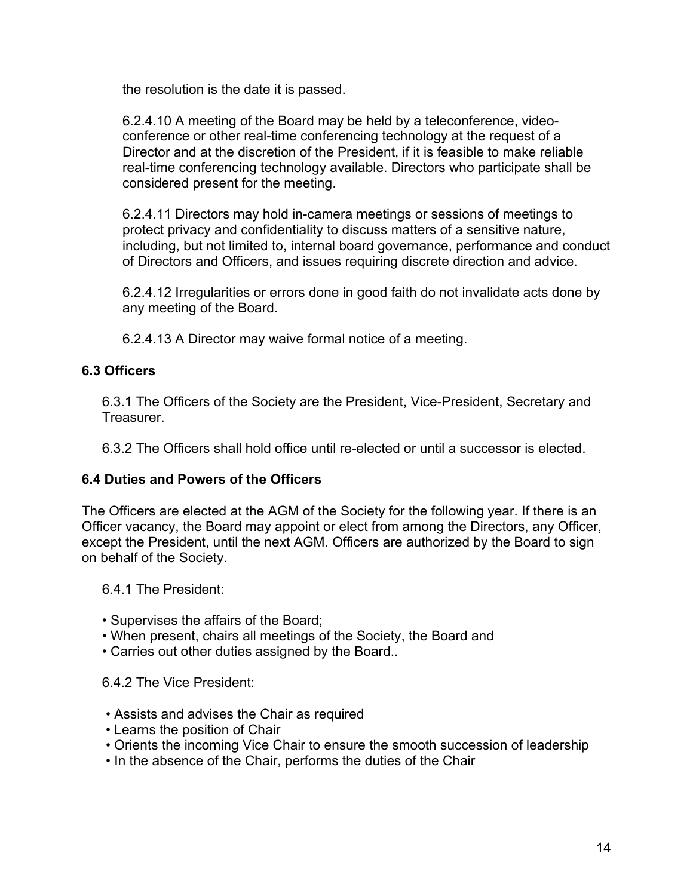the resolution is the date it is passed.

6.2.4.10 A meeting of the Board may be held by a teleconference, video-conference or other real-time conferencing technology at the request of a Director and at the discretion of the President, if it is feasible to make reliable real-time conferencing technology available. Directors who participate shall be considered present for the meeting.

6.2.4.11 Directors may hold in-camera meetings or sessions of meetings to protect privacy and confidentiality to discuss matters of a sensitive nature, including, but not limited to, internal board governance, performance and conduct of Directors and Officers, and issues requiring discrete direction and advice.

6.2.4.12 Irregularities or errors done in good faith do not invalidate acts done by any meeting of the Board.

6.2.4.13 A Director may waive formal notice of a meeting.

**6.3 Officers**

6.3.1 The Officers of the Society are the President, Vice-President, Secretary and Treasurer.

6.3.2 The Officers shall hold office until re-elected or until a successor is elected.

**6.4 Duties and Powers of the Officers**

The Officers are elected at the AGM of the Society for the following year. If there is an Officer vacancy, the Board may appoint or elect from among the Directors, any Officer, except the President, until the next AGM. Officers are authorized by the Board to sign on behalf of the Society.

6.4.1 The President:

- Supervises the affairs of the Board;
- When present, chairs all meetings of the Society, the Board and
- Carries out other duties assigned by the Board..

6.4.2 The Vice President:

- Assists and advises the Chair as required
- Learns the position of Chair
- Orients the incoming Vice Chair to ensure the smooth succession of leadership
- In the absence of the Chair, performs the duties of the Chair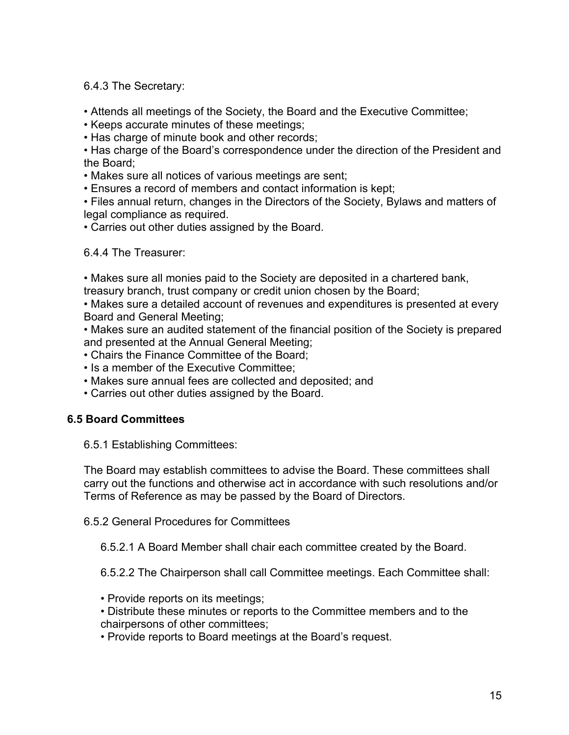6.4.3 The Secretary:

- Attends all meetings of the Society, the Board and the Executive Committee;
- Keeps accurate minutes of these meetings;
- Has charge of minute book and other records;
- Has charge of the Board's correspondence under the direction of the President and the Board;
- Makes sure all notices of various meetings are sent;
- Ensures a record of members and contact information is kept;
- Files annual return, changes in the Directors of the Society, Bylaws and matters of legal compliance as required.
- Carries out other duties assigned by the Board.

6.4.4 The Treasurer:

- Makes sure all monies paid to the Society are deposited in a chartered bank, treasury branch, trust company or credit union chosen by the Board;
- Makes sure a detailed account of revenues and expenditures is presented at every Board and General Meeting;
- Makes sure an audited statement of the financial position of the Society is prepared and presented at the Annual General Meeting;
- Chairs the Finance Committee of the Board;
- Is a member of the Executive Committee;
- Makes sure annual fees are collected and deposited; and
- Carries out other duties assigned by the Board.

### 6.5 Board Committees

6.5.1 Establishing Committees:

The Board may establish committees to advise the Board. These committees shall carry out the functions and otherwise act in accordance with such resolutions and/or Terms of Reference as may be passed by the Board of Directors.

6.5.2 General Procedures for Committees

6.5.2.1 A Board Member shall chair each committee created by the Board.

6.5.2.2 The Chairperson shall call Committee meetings. Each Committee shall:

- Provide reports on its meetings;
- Distribute these minutes or reports to the Committee members and to the chairpersons of other committees;
- Provide reports to Board meetings at the Board's request.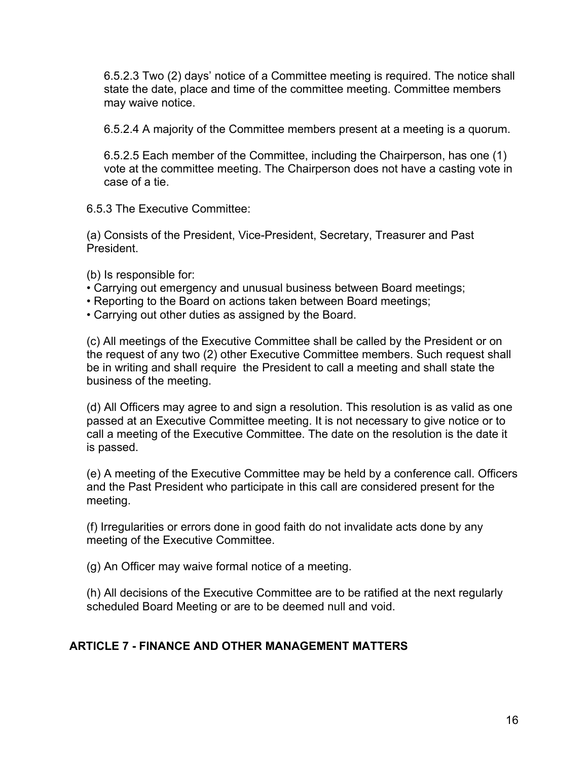6.5.2.3 Two (2) days' notice of a Committee meeting is required. The notice shall state the date, place and time of the committee meeting. Committee members may waive notice.

6.5.2.4 A majority of the Committee members present at a meeting is a quorum.

6.5.2.5 Each member of the Committee, including the Chairperson, has one (1) vote at the committee meeting. The Chairperson does not have a casting vote in case of a tie.

6.5.3 The Executive Committee:

(a) Consists of the President, Vice-President, Secretary, Treasurer and Past President.

(b) Is responsible for:
• Carrying out emergency and unusual business between Board meetings;
• Reporting to the Board on actions taken between Board meetings;
• Carrying out other duties as assigned by the Board.

(c) All meetings of the Executive Committee shall be called by the President or on the request of any two (2) other Executive Committee members. Such request shall be in writing and shall require the President to call a meeting and shall state the business of the meeting.

(d) All Officers may agree to and sign a resolution. This resolution is as valid as one passed at an Executive Committee meeting. It is not necessary to give notice or to call a meeting of the Executive Committee. The date on the resolution is the date it is passed.

(e) A meeting of the Executive Committee may be held by a conference call. Officers and the Past President who participate in this call are considered present for the meeting.

(f) Irregularities or errors done in good faith do not invalidate acts done by any meeting of the Executive Committee.

(g) An Officer may waive formal notice of a meeting.

(h) All decisions of the Executive Committee are to be ratified at the next regularly scheduled Board Meeting or are to be deemed null and void.

## ARTICLE 7 - FINANCE AND OTHER MANAGEMENT MATTERS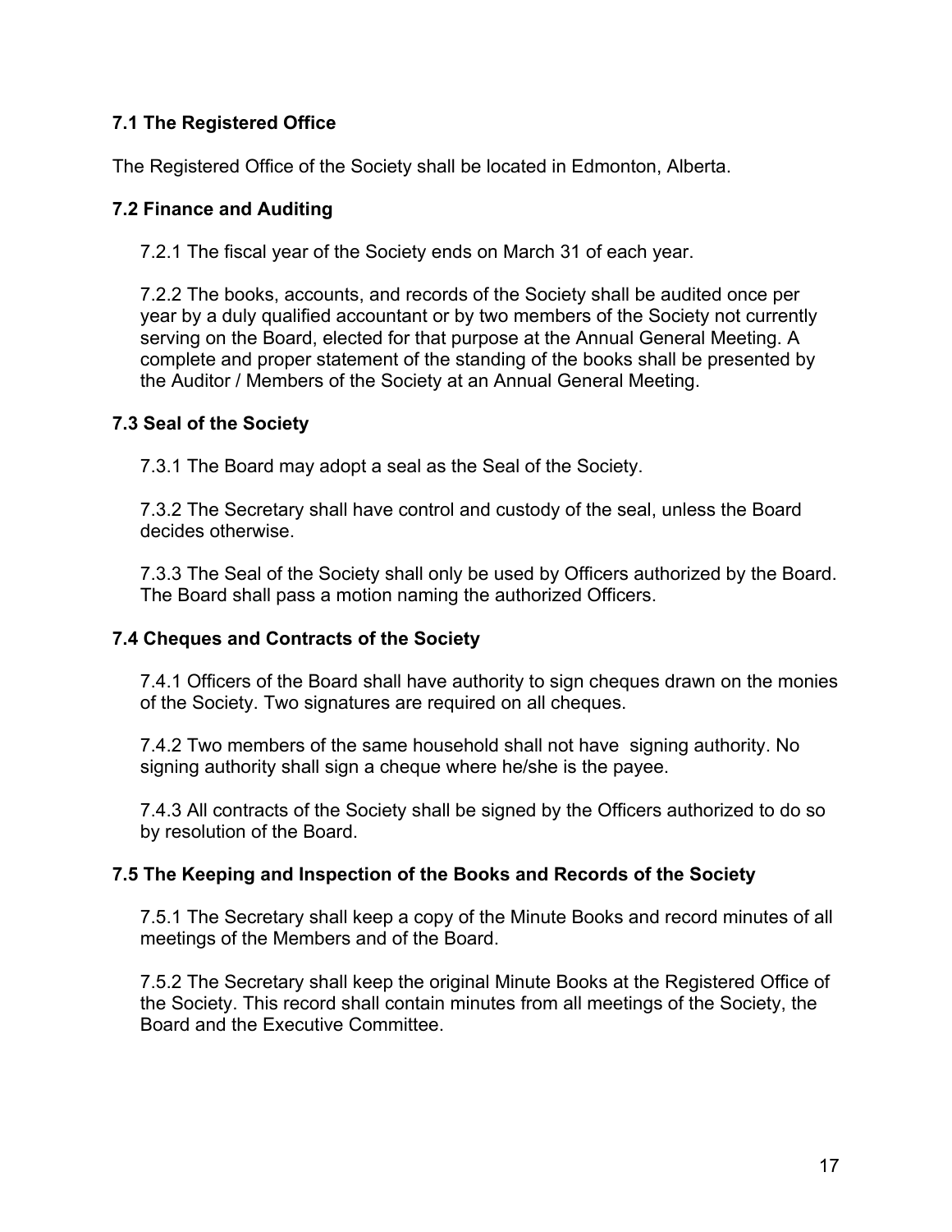### 7.1 The Registered Office

The Registered Office of the Society shall be located in Edmonton, Alberta.

### 7.2 Finance and Auditing

7.2.1 The fiscal year of the Society ends on March 31 of each year.

7.2.2 The books, accounts, and records of the Society shall be audited once per year by a duly qualified accountant or by two members of the Society not currently serving on the Board, elected for that purpose at the Annual General Meeting. A complete and proper statement of the standing of the books shall be presented by the Auditor / Members of the Society at an Annual General Meeting.

### 7.3 Seal of the Society

7.3.1 The Board may adopt a seal as the Seal of the Society.

7.3.2 The Secretary shall have control and custody of the seal, unless the Board decides otherwise.

7.3.3 The Seal of the Society shall only be used by Officers authorized by the Board. The Board shall pass a motion naming the authorized Officers.

### 7.4 Cheques and Contracts of the Society

7.4.1 Officers of the Board shall have authority to sign cheques drawn on the monies of the Society. Two signatures are required on all cheques.

7.4.2 Two members of the same household shall not have signing authority. No signing authority shall sign a cheque where he/she is the payee.

7.4.3 All contracts of the Society shall be signed by the Officers authorized to do so by resolution of the Board.

### 7.5 The Keeping and Inspection of the Books and Records of the Society

7.5.1 The Secretary shall keep a copy of the Minute Books and record minutes of all meetings of the Members and of the Board.

7.5.2 The Secretary shall keep the original Minute Books at the Registered Office of the Society. This record shall contain minutes from all meetings of the Society, the Board and the Executive Committee.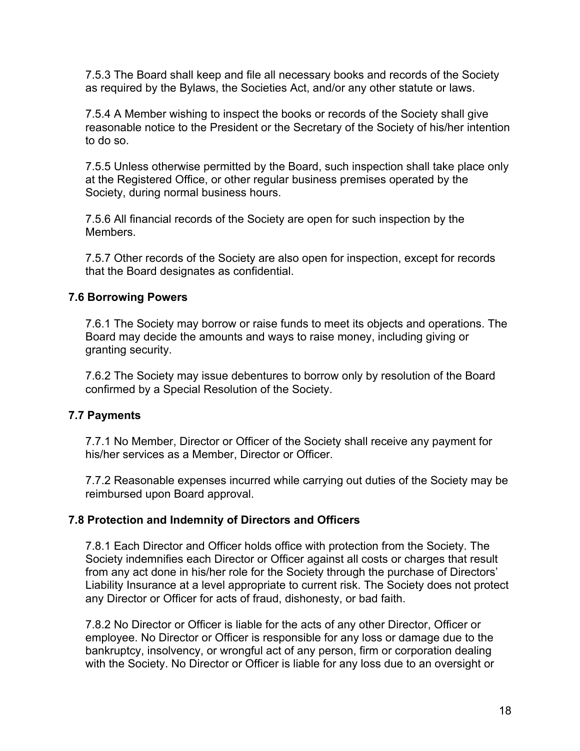7.5.3 The Board shall keep and file all necessary books and records of the Society as required by the Bylaws, the Societies Act, and/or any other statute or laws.

7.5.4 A Member wishing to inspect the books or records of the Society shall give reasonable notice to the President or the Secretary of the Society of his/her intention to do so.

7.5.5 Unless otherwise permitted by the Board, such inspection shall take place only at the Registered Office, or other regular business premises operated by the Society, during normal business hours.

7.5.6 All financial records of the Society are open for such inspection by the Members.

7.5.7 Other records of the Society are also open for inspection, except for records that the Board designates as confidential.

### 7.6 Borrowing Powers

7.6.1 The Society may borrow or raise funds to meet its objects and operations. The Board may decide the amounts and ways to raise money, including giving or granting security.

7.6.2 The Society may issue debentures to borrow only by resolution of the Board confirmed by a Special Resolution of the Society.

### 7.7 Payments

7.7.1 No Member, Director or Officer of the Society shall receive any payment for his/her services as a Member, Director or Officer.

7.7.2 Reasonable expenses incurred while carrying out duties of the Society may be reimbursed upon Board approval.

### 7.8 Protection and Indemnity of Directors and Officers

7.8.1 Each Director and Officer holds office with protection from the Society. The Society indemnifies each Director or Officer against all costs or charges that result from any act done in his/her role for the Society through the purchase of Directors' Liability Insurance at a level appropriate to current risk. The Society does not protect any Director or Officer for acts of fraud, dishonesty, or bad faith.

7.8.2 No Director or Officer is liable for the acts of any other Director, Officer or employee. No Director or Officer is responsible for any loss or damage due to the bankruptcy, insolvency, or wrongful act of any person, firm or corporation dealing with the Society. No Director or Officer is liable for any loss due to an oversight or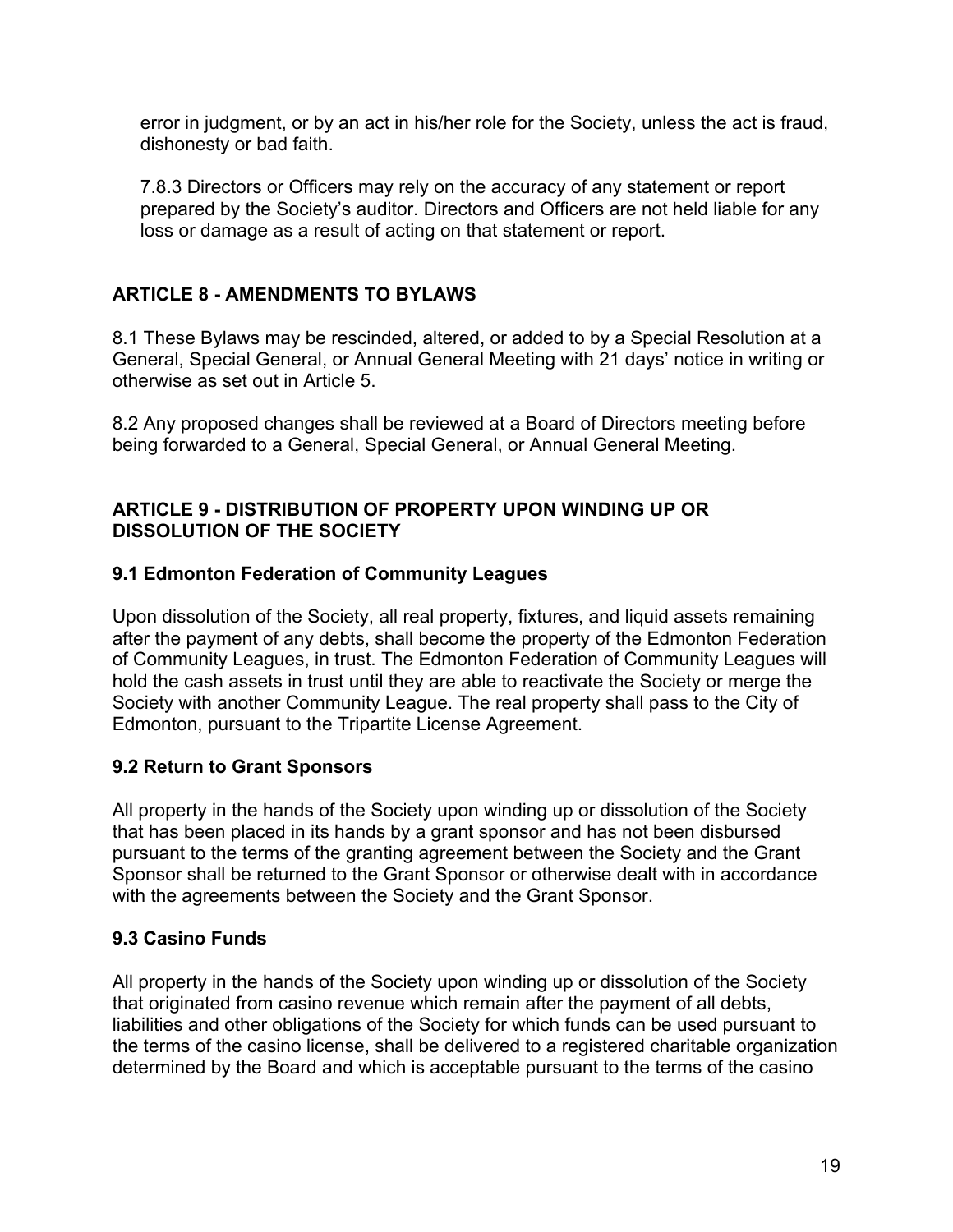error in judgment, or by an act in his/her role for the Society, unless the act is fraud, dishonesty or bad faith.

7.8.3 Directors or Officers may rely on the accuracy of any statement or report prepared by the Society's auditor. Directors and Officers are not held liable for any loss or damage as a result of acting on that statement or report.

## ARTICLE 8 - AMENDMENTS TO BYLAWS

8.1 These Bylaws may be rescinded, altered, or added to by a Special Resolution at a General, Special General, or Annual General Meeting with 21 days' notice in writing or otherwise as set out in Article 5.

8.2 Any proposed changes shall be reviewed at a Board of Directors meeting before being forwarded to a General, Special General, or Annual General Meeting.

## ARTICLE 9 - DISTRIBUTION OF PROPERTY UPON WINDING UP OR DISSOLUTION OF THE SOCIETY

### 9.1 Edmonton Federation of Community Leagues

Upon dissolution of the Society, all real property, fixtures, and liquid assets remaining after the payment of any debts, shall become the property of the Edmonton Federation of Community Leagues, in trust. The Edmonton Federation of Community Leagues will hold the cash assets in trust until they are able to reactivate the Society or merge the Society with another Community League. The real property shall pass to the City of Edmonton, pursuant to the Tripartite License Agreement.

### 9.2 Return to Grant Sponsors

All property in the hands of the Society upon winding up or dissolution of the Society that has been placed in its hands by a grant sponsor and has not been disbursed pursuant to the terms of the granting agreement between the Society and the Grant Sponsor shall be returned to the Grant Sponsor or otherwise dealt with in accordance with the agreements between the Society and the Grant Sponsor.

### 9.3 Casino Funds

All property in the hands of the Society upon winding up or dissolution of the Society that originated from casino revenue which remain after the payment of all debts, liabilities and other obligations of the Society for which funds can be used pursuant to the terms of the casino license, shall be delivered to a registered charitable organization determined by the Board and which is acceptable pursuant to the terms of the casino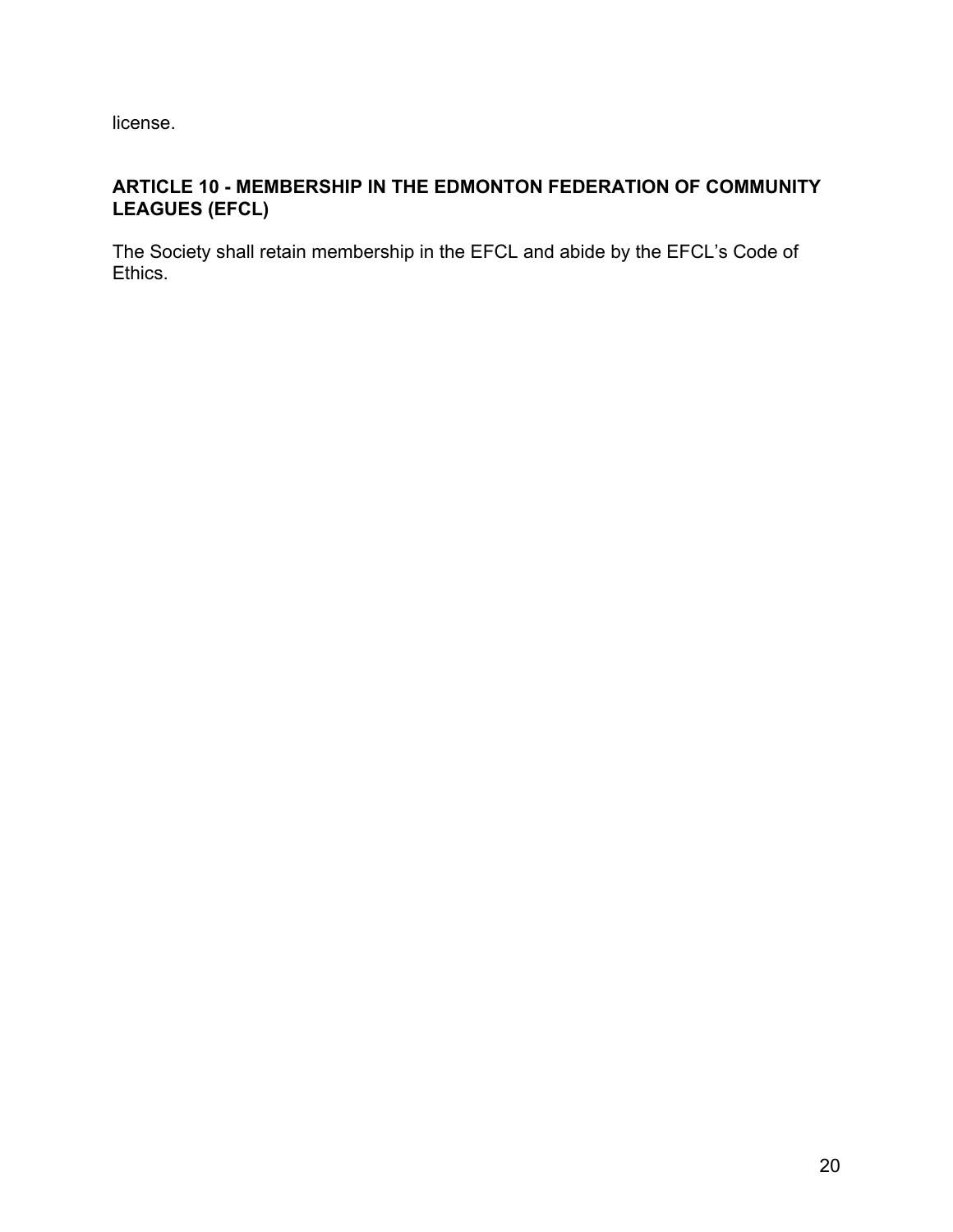license.

## ARTICLE 10 - MEMBERSHIP IN THE EDMONTON FEDERATION OF COMMUNITY LEAGUES (EFCL)

The Society shall retain membership in the EFCL and abide by the EFCL's Code of Ethics.